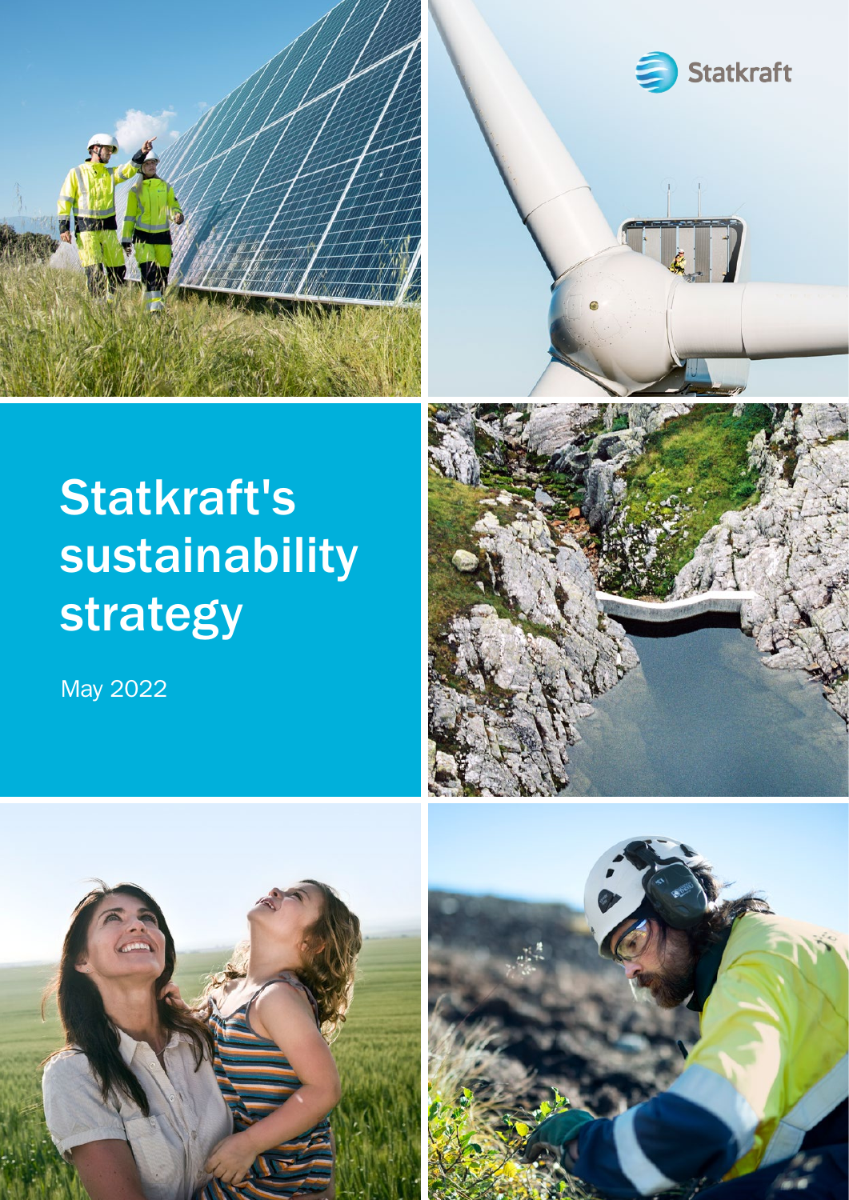Statkraft

# Statkraft's sustainability strategy

May 2022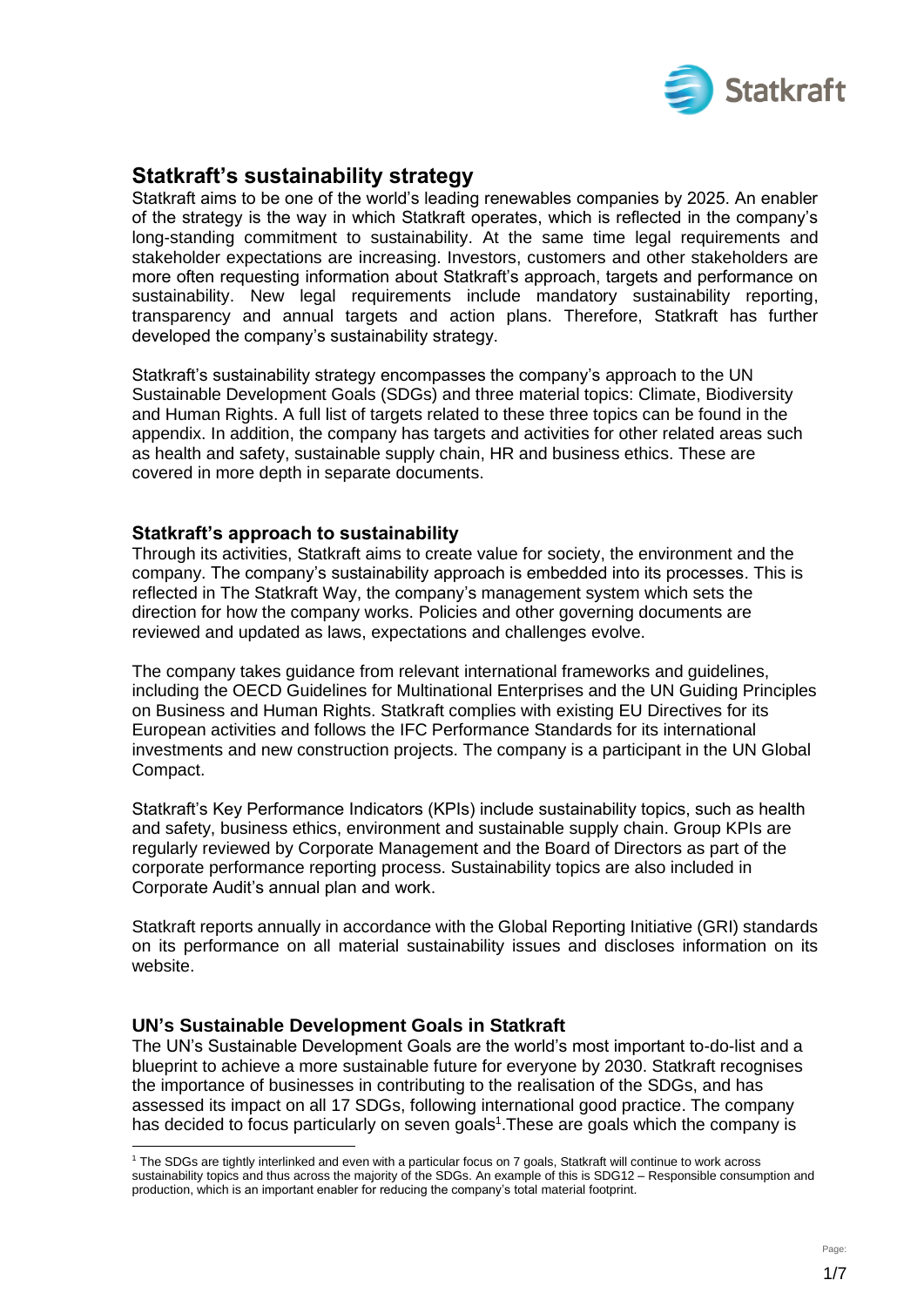# Statkraft's sustainability strategy

Statkraft aims to be one of the world's leading renewables companies by 2025. An enabler of the strategy is the way in which Statkraft operates, which is reflected in the company's long-standing commitment to sustainability. At the same time legal requirements and stakeholder expectations are increasing. Investors, customers and other stakeholders are more often requesting information about Statkraft's approach, targets and performance on sustainability. New legal requirements include mandatory sustainability reporting, transparency and annual targets and action plans. Therefore, Statkraft has further developed the company's sustainability strategy.

Statkraft's sustainability strategy encompasses the company's approach to the UN Sustainable Development Goals (SDGs) and three material topics: Climate, Biodiversity and Human Rights. A full list of targets related to these three topics can be found in the appendix. In addition, the company has targets and activities for other related areas such as health and safety, sustainable supply chain, HR and business ethics. These are covered in more depth in separate documents.

## Statkraft's approach to sustainability

Through its activities, Statkraft aims to create value for society, the environment and the company. The company's sustainability approach is embedded into its processes. This is reflected in The Statkraft Way, the company's management system which sets the direction for how the company works. Policies and other governing documents are reviewed and updated as laws, expectations and challenges evolve.

The company takes guidance from relevant international frameworks and guidelines, including the OECD Guidelines for Multinational Enterprises and the UN Guiding Principles on Business and Human Rights. Statkraft complies with existing EU Directives for its European activities and follows the IFC Performance Standards for its international investments and new construction projects. The company is a participant in the UN Global Compact.

Statkraft's Key Performance Indicators (KPIs) include sustainability topics, such as health and safety, business ethics, environment and sustainable supply chain. Group KPIs are regularly reviewed by Corporate Management and the Board of Directors as part of the corporate performance reporting process. Sustainability topics are also included in Corporate Audit's annual plan and work.

Statkraft reports annually in accordance with the Global Reporting Initiative (GRI) standards on its performance on all material sustainability issues and discloses information on its website.

## UN's Sustainable Development Goals in Statkraft

The UN's Sustainable Development Goals are the world's most important to-do-list and a blueprint to achieve a more sustainable future for everyone by 2030. Statkraft recognises the importance of businesses in contributing to the realisation of the SDGs, and has assessed its impact on all 17 SDGs, following international good practice. The company has decided to focus particularly on seven goals[1].These are goals which the company is

[1] The SDGs are tightly interlinked and even with a particular focus on 7 goals, Statkraft will continue to work across sustainability topics and thus across the majority of the SDGs. An example of this is SDG12 – Responsible consumption and production, which is an important enabler for reducing the company's total material footprint.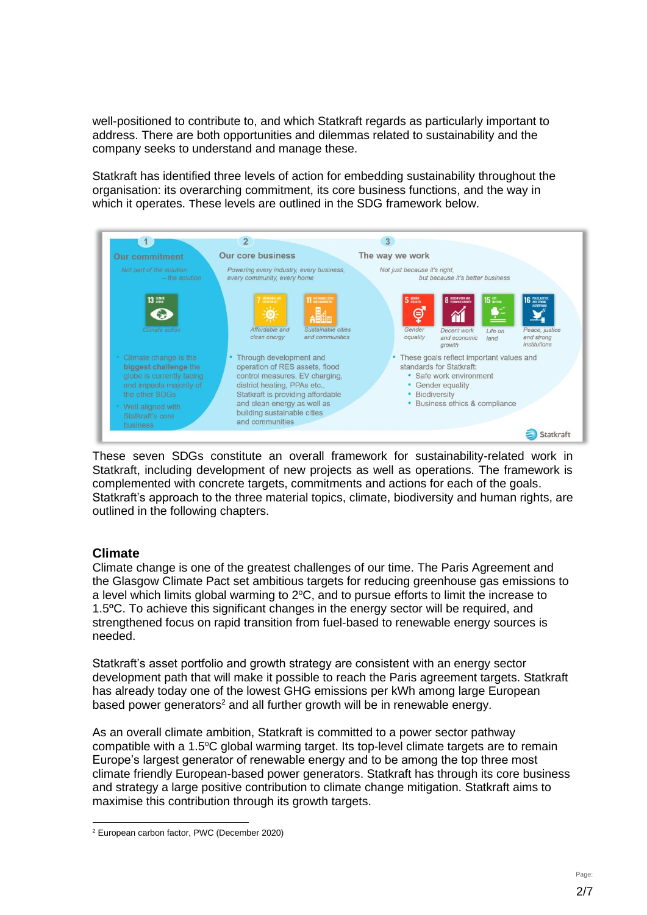well-positioned to contribute to, and which Statkraft regards as particularly important to address. There are both opportunities and dilemmas related to sustainability and the company seeks to understand and manage these.

Statkraft has identified three levels of action for embedding sustainability throughout the organisation: its overarching commitment, its core business functions, and the way in which it operates. These levels are outlined in the SDG framework below.

**1 Our commitment**

*Not part of the solution – the solution*

13 Climate action

- Climate change is the **biggest challenge** the globe is currently facing and impacts majority of the other SDGs
- Well aligned with Statkraft's core business

**2 Our core business**

*Powering every industry, every business, every community, every home*

7 Affordable and clean energy; 11 Sustainable cities and communities

- Through development and operation of RES assets, flood control measures, EV charging, district heating, PPAs etc., Statkraft is providing affordable and clean energy as well as building sustainable cities and communities

**3 The way we work**

*Not just because it's right, but because it's better business*

5 Gender equality; 8 Decent work and economic growth; 15 Life on land; 16 Peace, justice and strong institutions

- These goals reflect important values and standards for Statkraft:
  - Safe work environment
  - Gender equality
  - Biodiversity
  - Business ethics & compliance

These seven SDGs constitute an overall framework for sustainability-related work in Statkraft, including development of new projects as well as operations. The framework is complemented with concrete targets, commitments and actions for each of the goals. Statkraft's approach to the three material topics, climate, biodiversity and human rights, are outlined in the following chapters.

## Climate

Climate change is one of the greatest challenges of our time. The Paris Agreement and the Glasgow Climate Pact set ambitious targets for reducing greenhouse gas emissions to a level which limits global warming to 2ºC, and to pursue efforts to limit the increase to 1.5ºC. To achieve this significant changes in the energy sector will be required, and strengthened focus on rapid transition from fuel-based to renewable energy sources is needed.

Statkraft's asset portfolio and growth strategy are consistent with an energy sector development path that will make it possible to reach the Paris agreement targets. Statkraft has already today one of the lowest GHG emissions per kWh among large European based power generators[2] and all further growth will be in renewable energy.

As an overall climate ambition, Statkraft is committed to a power sector pathway compatible with a 1.5ºC global warming target. Its top-level climate targets are to remain Europe's largest generator of renewable energy and to be among the top three most climate friendly European-based power generators. Statkraft has through its core business and strategy a large positive contribution to climate change mitigation. Statkraft aims to maximise this contribution through its growth targets.

[2] European carbon factor, PWC (December 2020)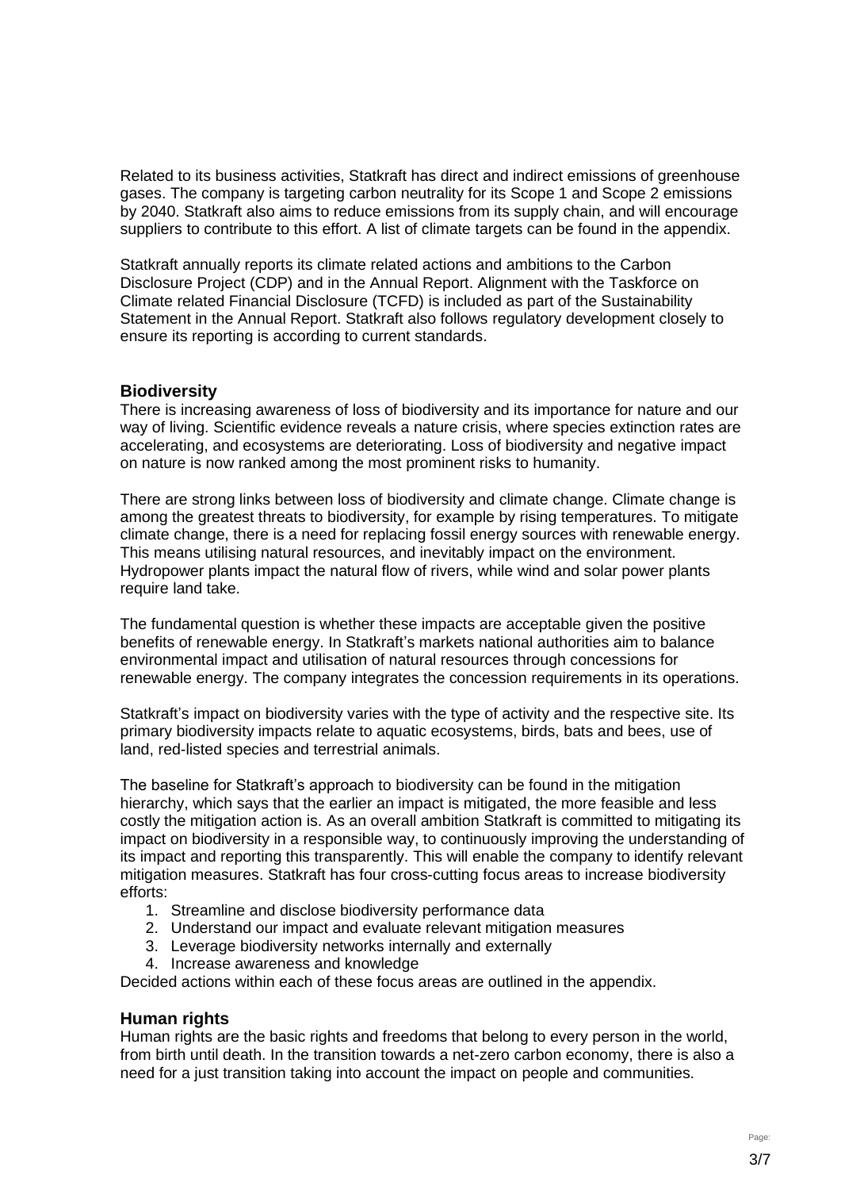Related to its business activities, Statkraft has direct and indirect emissions of greenhouse gases. The company is targeting carbon neutrality for its Scope 1 and Scope 2 emissions by 2040. Statkraft also aims to reduce emissions from its supply chain, and will encourage suppliers to contribute to this effort. A list of climate targets can be found in the appendix.

Statkraft annually reports its climate related actions and ambitions to the Carbon Disclosure Project (CDP) and in the Annual Report. Alignment with the Taskforce on Climate related Financial Disclosure (TCFD) is included as part of the Sustainability Statement in the Annual Report. Statkraft also follows regulatory development closely to ensure its reporting is according to current standards.

## Biodiversity

There is increasing awareness of loss of biodiversity and its importance for nature and our way of living. Scientific evidence reveals a nature crisis, where species extinction rates are accelerating, and ecosystems are deteriorating. Loss of biodiversity and negative impact on nature is now ranked among the most prominent risks to humanity.

There are strong links between loss of biodiversity and climate change. Climate change is among the greatest threats to biodiversity, for example by rising temperatures. To mitigate climate change, there is a need for replacing fossil energy sources with renewable energy. This means utilising natural resources, and inevitably impact on the environment. Hydropower plants impact the natural flow of rivers, while wind and solar power plants require land take.

The fundamental question is whether these impacts are acceptable given the positive benefits of renewable energy. In Statkraft's markets national authorities aim to balance environmental impact and utilisation of natural resources through concessions for renewable energy. The company integrates the concession requirements in its operations.

Statkraft's impact on biodiversity varies with the type of activity and the respective site. Its primary biodiversity impacts relate to aquatic ecosystems, birds, bats and bees, use of land, red-listed species and terrestrial animals.

The baseline for Statkraft's approach to biodiversity can be found in the mitigation hierarchy, which says that the earlier an impact is mitigated, the more feasible and less costly the mitigation action is. As an overall ambition Statkraft is committed to mitigating its impact on biodiversity in a responsible way, to continuously improving the understanding of its impact and reporting this transparently. This will enable the company to identify relevant mitigation measures. Statkraft has four cross-cutting focus areas to increase biodiversity efforts:

1. Streamline and disclose biodiversity performance data
2. Understand our impact and evaluate relevant mitigation measures
3. Leverage biodiversity networks internally and externally
4. Increase awareness and knowledge

Decided actions within each of these focus areas are outlined in the appendix.

## Human rights

Human rights are the basic rights and freedoms that belong to every person in the world, from birth until death. In the transition towards a net-zero carbon economy, there is also a need for a just transition taking into account the impact on people and communities.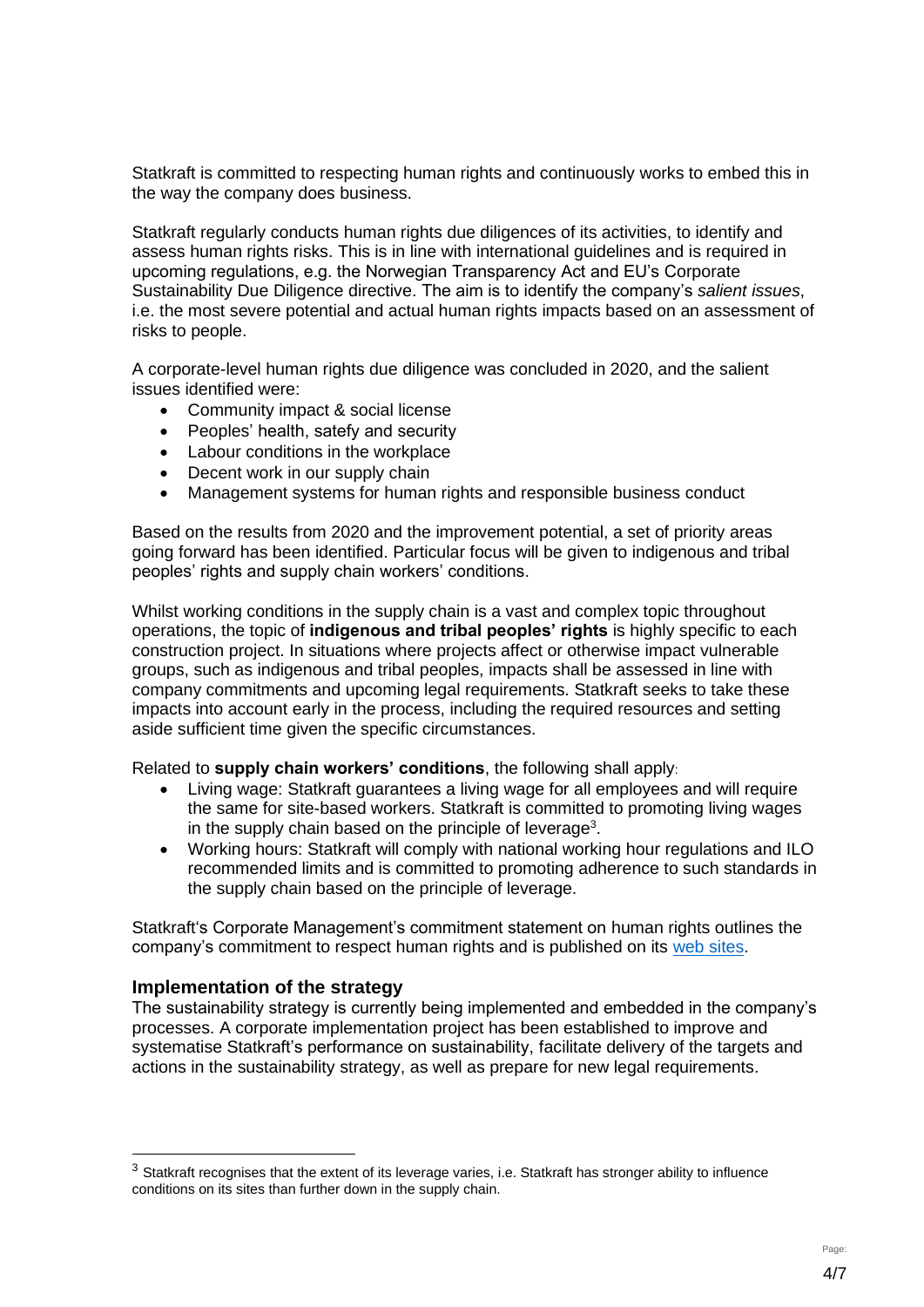Statkraft is committed to respecting human rights and continuously works to embed this in the way the company does business.

Statkraft regularly conducts human rights due diligences of its activities, to identify and assess human rights risks. This is in line with international guidelines and is required in upcoming regulations, e.g. the Norwegian Transparency Act and EU's Corporate Sustainability Due Diligence directive. The aim is to identify the company's *salient issues*, i.e. the most severe potential and actual human rights impacts based on an assessment of risks to people.

A corporate-level human rights due diligence was concluded in 2020, and the salient issues identified were:

- Community impact & social license
- Peoples' health, satefy and security
- Labour conditions in the workplace
- Decent work in our supply chain
- Management systems for human rights and responsible business conduct

Based on the results from 2020 and the improvement potential, a set of priority areas going forward has been identified. Particular focus will be given to indigenous and tribal peoples' rights and supply chain workers' conditions.

Whilst working conditions in the supply chain is a vast and complex topic throughout operations, the topic of **indigenous and tribal peoples' rights** is highly specific to each construction project. In situations where projects affect or otherwise impact vulnerable groups, such as indigenous and tribal peoples, impacts shall be assessed in line with company commitments and upcoming legal requirements. Statkraft seeks to take these impacts into account early in the process, including the required resources and setting aside sufficient time given the specific circumstances.

Related to **supply chain workers' conditions**, the following shall apply:

- Living wage: Statkraft guarantees a living wage for all employees and will require the same for site-based workers. Statkraft is committed to promoting living wages in the supply chain based on the principle of leverage[3].
- Working hours: Statkraft will comply with national working hour regulations and ILO recommended limits and is committed to promoting adherence to such standards in the supply chain based on the principle of leverage.

Statkraft's Corporate Management's commitment statement on human rights outlines the company's commitment to respect human rights and is published on its web sites.

## Implementation of the strategy

The sustainability strategy is currently being implemented and embedded in the company's processes. A corporate implementation project has been established to improve and systematise Statkraft's performance on sustainability, facilitate delivery of the targets and actions in the sustainability strategy, as well as prepare for new legal requirements.

---

[3] Statkraft recognises that the extent of its leverage varies, i.e. Statkraft has stronger ability to influence conditions on its sites than further down in the supply chain.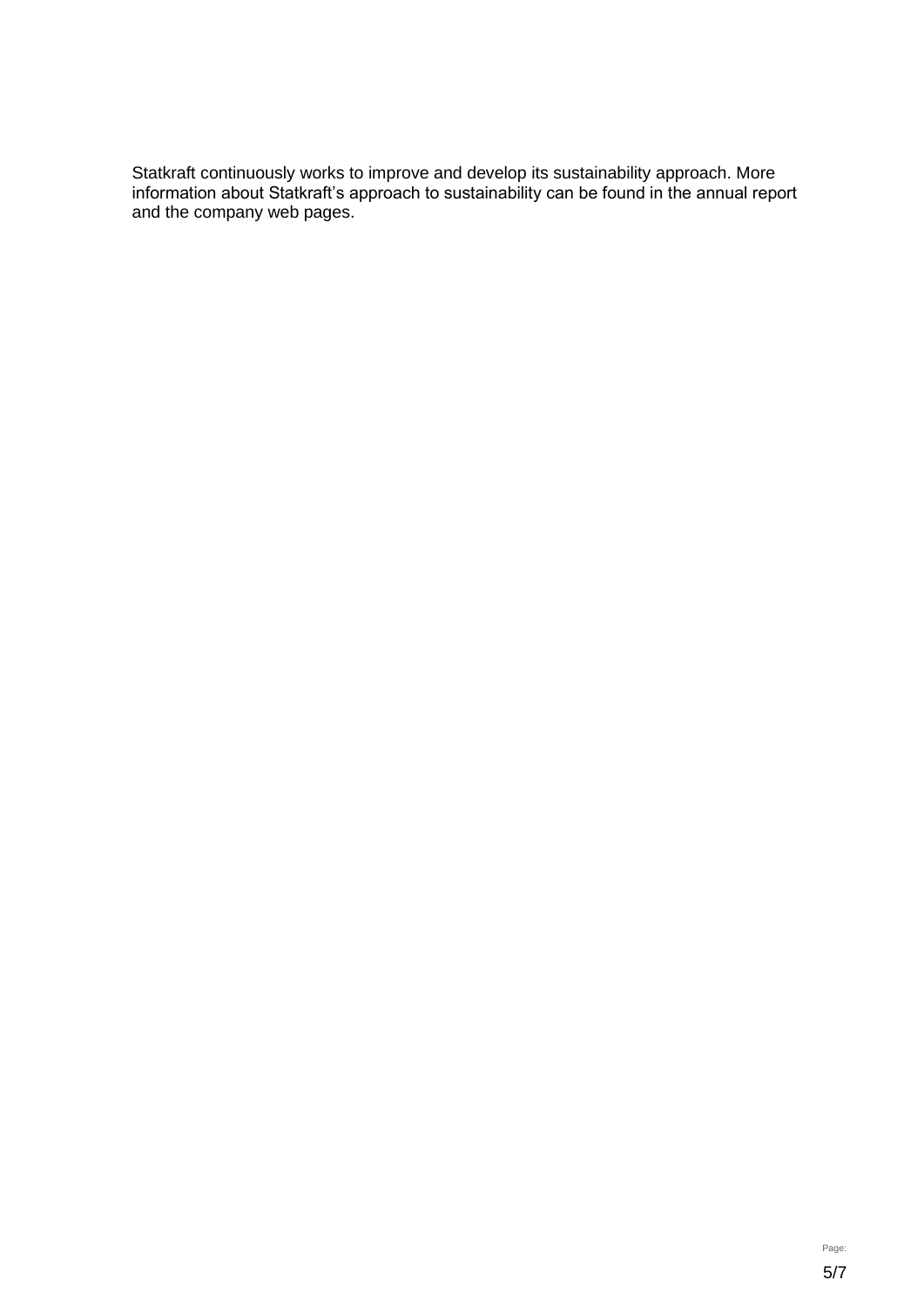Statkraft continuously works to improve and develop its sustainability approach. More information about Statkraft's approach to sustainability can be found in the annual report and the company web pages.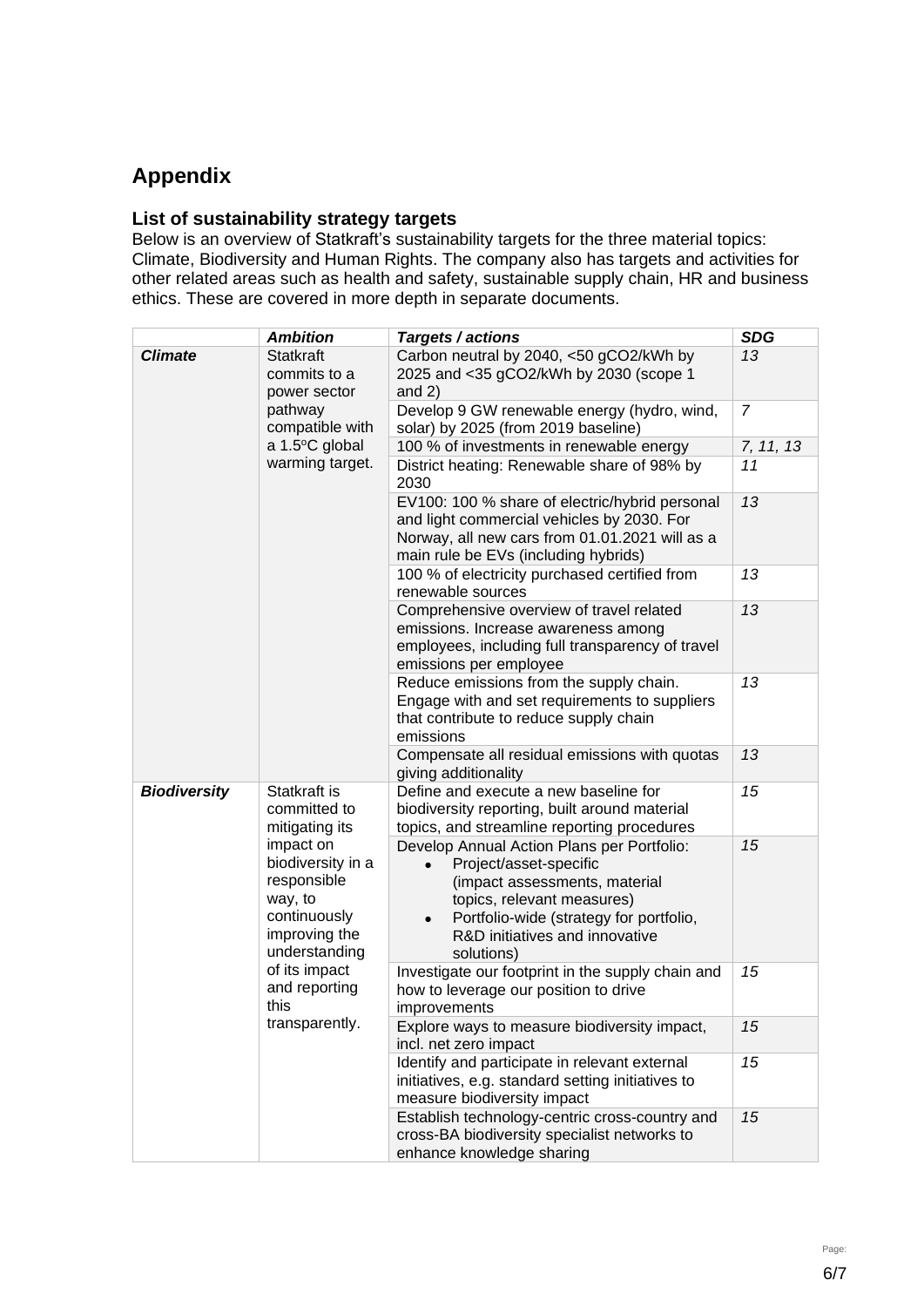## Appendix

### List of sustainability strategy targets

Below is an overview of Statkraft's sustainability targets for the three material topics: Climate, Biodiversity and Human Rights. The company also has targets and activities for other related areas such as health and safety, sustainable supply chain, HR and business ethics. These are covered in more depth in separate documents.

| | ***Ambition*** | ***Targets / actions*** | ***SDG*** |
|---|---|---|---|
| ***Climate*** | Statkraft commits to a power sector pathway compatible with a 1.5ºC global warming target. | Carbon neutral by 2040, <50 gCO2/kWh by 2025 and <35 gCO2/kWh by 2030 (scope 1 and 2) | *13* |
| | | Develop 9 GW renewable energy (hydro, wind, solar) by 2025 (from 2019 baseline) | *7* |
| | | 100 % of investments in renewable energy | *7, 11, 13* |
| | | District heating: Renewable share of 98% by 2030 | *11* |
| | | EV100: 100 % share of electric/hybrid personal and light commercial vehicles by 2030. For Norway, all new cars from 01.01.2021 will as a main rule be EVs (including hybrids) | *13* |
| | | 100 % of electricity purchased certified from renewable sources | *13* |
| | | Comprehensive overview of travel related emissions. Increase awareness among employees, including full transparency of travel emissions per employee | *13* |
| | | Reduce emissions from the supply chain. Engage with and set requirements to suppliers that contribute to reduce supply chain emissions | *13* |
| | | Compensate all residual emissions with quotas giving additionality | *13* |
| ***Biodiversity*** | Statkraft is committed to mitigating its impact on biodiversity in a responsible way, to continuously improving the understanding of its impact and reporting this transparently. | Define and execute a new baseline for biodiversity reporting, built around material topics, and streamline reporting procedures | *15* |
| | | Develop Annual Action Plans per Portfolio: <br>• Project/asset-specific (impact assessments, material topics, relevant measures) <br>• Portfolio-wide (strategy for portfolio, R&D initiatives and innovative solutions) | *15* |
| | | Investigate our footprint in the supply chain and how to leverage our position to drive improvements | *15* |
| | | Explore ways to measure biodiversity impact, incl. net zero impact | *15* |
| | | Identify and participate in relevant external initiatives, e.g. standard setting initiatives to measure biodiversity impact | *15* |
| | | Establish technology-centric cross-country and cross-BA biodiversity specialist networks to enhance knowledge sharing | *15* |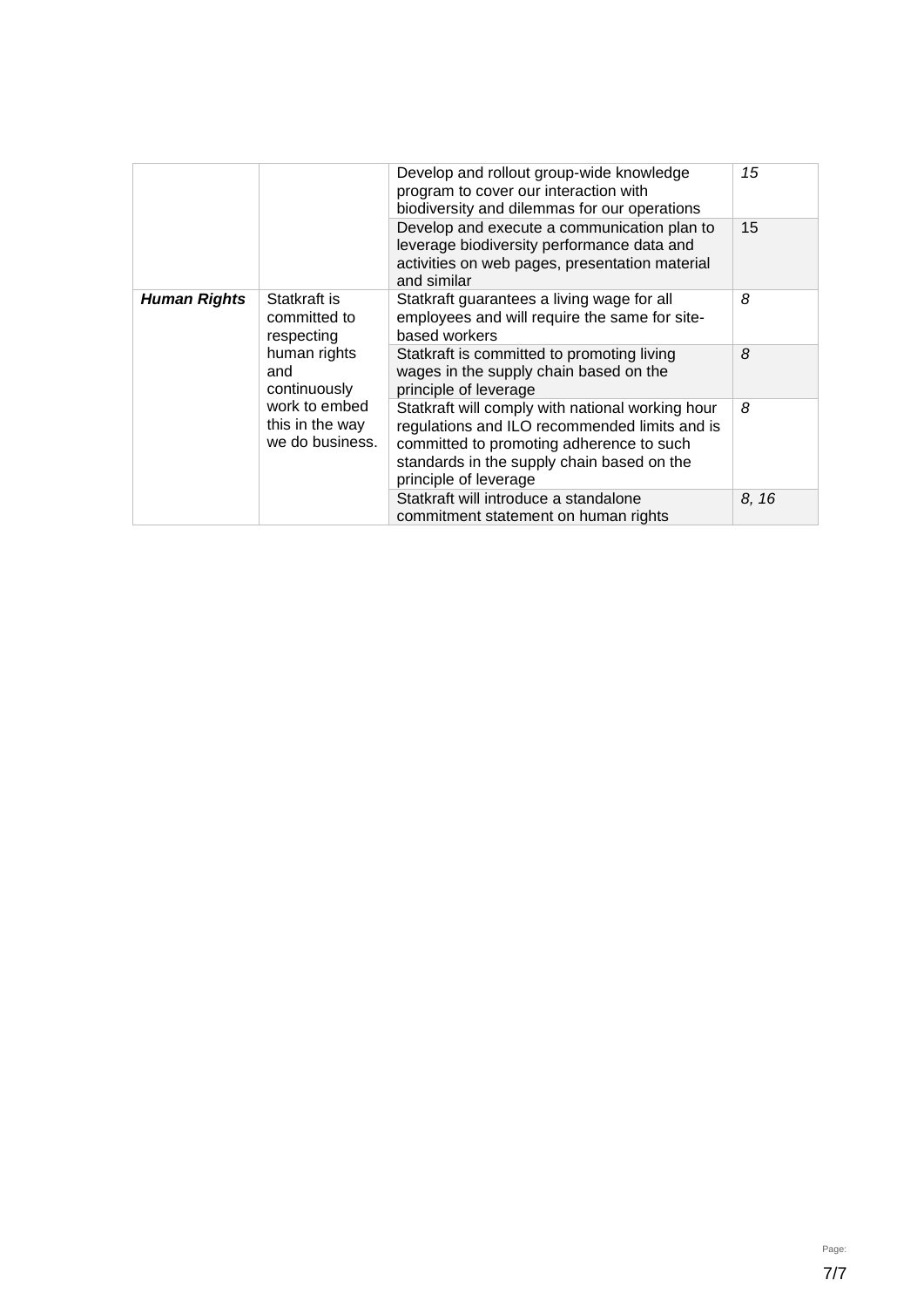| | | | |
|---|---|---|---|
| | | Develop and rollout group-wide knowledge program to cover our interaction with biodiversity and dilemmas for our operations | *15* |
| | | Develop and execute a communication plan to leverage biodiversity performance data and activities on web pages, presentation material and similar | 15 |
| ***Human Rights*** | Statkraft is committed to respecting human rights and continuously work to embed this in the way we do business. | Statkraft guarantees a living wage for all employees and will require the same for site-based workers | *8* |
| | | Statkraft is committed to promoting living wages in the supply chain based on the principle of leverage | *8* |
| | | Statkraft will comply with national working hour regulations and ILO recommended limits and is committed to promoting adherence to such standards in the supply chain based on the principle of leverage | *8* |
| | | Statkraft will introduce a standalone commitment statement on human rights | *8, 16* |